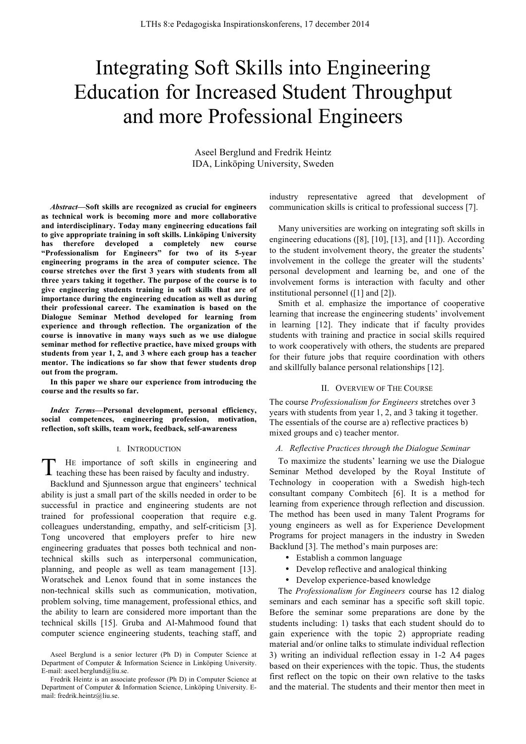# Integrating Soft Skills into Engineering Education for Increased Student Throughput and more Professional Engineers

Aseel Berglund and Fredrik Heintz
IDA, Linköping University, Sweden

***Abstract*—Soft skills are recognized as crucial for engineers as technical work is becoming more and more collaborative and interdisciplinary. Today many engineering educations fail to give appropriate training in soft skills. Linköping University has therefore developed a completely new course "Professionalism for Engineers" for two of its 5-year engineering programs in the area of computer science. The course stretches over the first 3 years with students from all three years taking it together. The purpose of the course is to give engineering students training in soft skills that are of importance during the engineering education as well as during their professional career. The examination is based on the Dialogue Seminar Method developed for learning from experience and through reflection. The organization of the course is innovative in many ways such as we use dialogue seminar method for reflective practice, have mixed groups with students from year 1, 2, and 3 where each group has a teacher mentor. The indications so far show that fewer students drop out from the program.**

**In this paper we share our experience from introducing the course and the results so far.**

***Index Terms*—Personal development, personal efficiency, social competences, engineering profession, motivation, reflection, soft skills, team work, feedback, self-awareness**

## I. Introduction

The importance of soft skills in engineering and teaching these has been raised by faculty and industry.

Backlund and Sjunnesson argue that engineers' technical ability is just a small part of the skills needed in order to be successful in practice and engineering students are not trained for professional cooperation that require e.g. colleagues understanding, empathy, and self-criticism [3]. Tong uncovered that employers prefer to hire new engineering graduates that posses both technical and non-technical skills such as interpersonal communication, planning, and people as well as team management [13]. Woratschek and Lenox found that in some instances the non-technical skills such as communication, motivation, problem solving, time management, professional ethics, and the ability to learn are considered more important than the technical skills [15]. Gruba and Al-Mahmood found that computer science engineering students, teaching staff, and industry representative agreed that development of communication skills is critical to professional success [7].

Many universities are working on integrating soft skills in engineering educations ([8], [10], [13], and [11]). According to the student involvement theory, the greater the students' involvement in the college the greater will the students' personal development and learning be, and one of the involvement forms is interaction with faculty and other institutional personnel ([1] and [2]).

Smith et al. emphasize the importance of cooperative learning that increase the engineering students' involvement in learning [12]. They indicate that if faculty provides students with training and practice in social skills required to work cooperatively with others, the students are prepared for their future jobs that require coordination with others and skillfully balance personal relationships [12].

## II. Overview of The Course

The course *Professionalism for Engineers* stretches over 3 years with students from year 1, 2, and 3 taking it together. The essentials of the course are a) reflective practices b) mixed groups and c) teacher mentor.

### *A. Reflective Practices through the Dialogue Seminar*

To maximize the students' learning we use the Dialogue Seminar Method developed by the Royal Institute of Technology in cooperation with a Swedish high-tech consultant company Combitech [6]. It is a method for learning from experience through reflection and discussion. The method has been used in many Talent Programs for young engineers as well as for Experience Development Programs for project managers in the industry in Sweden Backlund [3]. The method's main purposes are:

- Establish a common language
- Develop reflective and analogical thinking
- Develop experience-based knowledge

The *Professionalism for Engineers* course has 12 dialog seminars and each seminar has a specific soft skill topic. Before the seminar some preparations are done by the students including: 1) tasks that each student should do to gain experience with the topic 2) appropriate reading material and/or online talks to stimulate individual reflection 3) writing an individual reflection essay in 1-2 A4 pages based on their experiences with the topic. Thus, the students first reflect on the topic on their own relative to the tasks and the material. The students and their mentor then meet in

---

Aseel Berglund is a senior lecturer (Ph D) in Computer Science at Department of Computer & Information Science in Linköping University. E-mail: aseel.berglund@liu.se.

Fredrik Heintz is an associate professor (Ph D) in Computer Science at Department of Computer & Information Science, Linköping University. E-mail: fredrik.heintz@liu.se.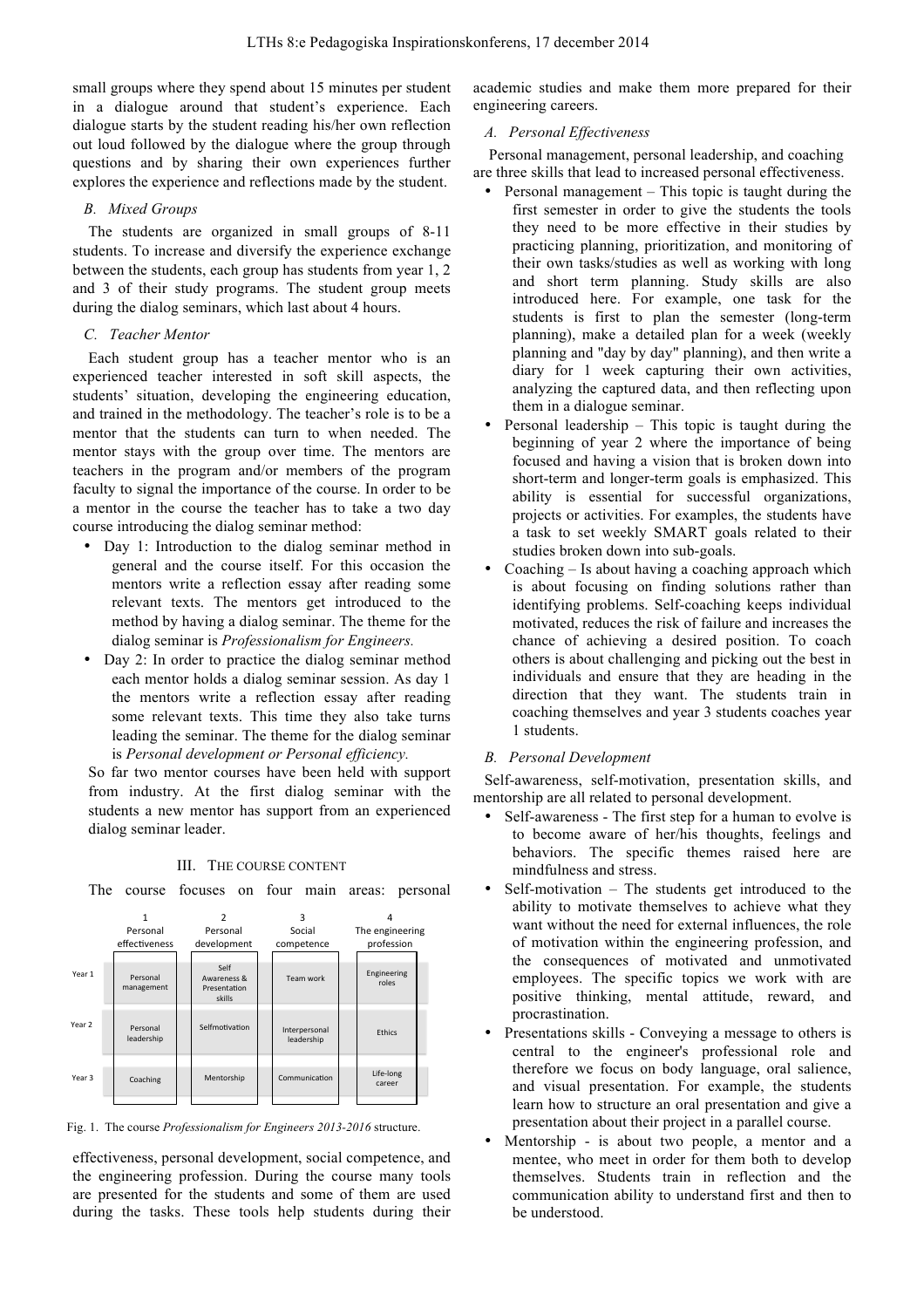small groups where they spend about 15 minutes per student in a dialogue around that student's experience. Each dialogue starts by the student reading his/her own reflection out loud followed by the dialogue where the group through questions and by sharing their own experiences further explores the experience and reflections made by the student.

### *B. Mixed Groups*

The students are organized in small groups of 8-11 students. To increase and diversify the experience exchange between the students, each group has students from year 1, 2 and 3 of their study programs. The student group meets during the dialog seminars, which last about 4 hours.

### *C. Teacher Mentor*

Each student group has a teacher mentor who is an experienced teacher interested in soft skill aspects, the students' situation, developing the engineering education, and trained in the methodology. The teacher's role is to be a mentor that the students can turn to when needed. The mentor stays with the group over time. The mentors are teachers in the program and/or members of the program faculty to signal the importance of the course. In order to be a mentor in the course the teacher has to take a two day course introducing the dialog seminar method:

- Day 1: Introduction to the dialog seminar method in general and the course itself. For this occasion the mentors write a reflection essay after reading some relevant texts. The mentors get introduced to the method by having a dialog seminar. The theme for the dialog seminar is *Professionalism for Engineers.*
- Day 2: In order to practice the dialog seminar method each mentor holds a dialog seminar session. As day 1 the mentors write a reflection essay after reading some relevant texts. This time they also take turns leading the seminar. The theme for the dialog seminar is *Personal development or Personal efficiency.*

So far two mentor courses have been held with support from industry. At the first dialog seminar with the students a new mentor has support from an experienced dialog seminar leader.

## III. The Course Content

The course focuses on four main areas: personal effectiveness, personal development, social competence, and the engineering profession. During the course many tools are presented for the students and some of them are used during the tasks. These tools help students during their academic studies and make them more prepared for their engineering careers.

| | 1 Personal effectiveness | 2 Personal development | 3 Social competence | 4 The engineering profession |
|---|---|---|---|---|
| Year 1 | Personal management | Self Awareness & Presentation skills | Team work | Engineering roles |
| Year 2 | Personal leadership | Selfmotivation | Interpersonal leadership | Ethics |
| Year 3 | Coaching | Mentorship | Communication | Life-long career |

Fig. 1. The course *Professionalism for Engineers 2013-2016* structure.

### *A. Personal Effectiveness*

Personal management, personal leadership, and coaching are three skills that lead to increased personal effectiveness.

- Personal management – This topic is taught during the first semester in order to give the students the tools they need to be more effective in their studies by practicing planning, prioritization, and monitoring of their own tasks/studies as well as working with long and short term planning. Study skills are also introduced here. For example, one task for the students is first to plan the semester (long-term planning), make a detailed plan for a week (weekly planning and "day by day" planning), and then write a diary for 1 week capturing their own activities, analyzing the captured data, and then reflecting upon them in a dialogue seminar.
- Personal leadership – This topic is taught during the beginning of year 2 where the importance of being focused and having a vision that is broken down into short-term and longer-term goals is emphasized. This ability is essential for successful organizations, projects or activities. For examples, the students have a task to set weekly SMART goals related to their studies broken down into sub-goals.
- Coaching – Is about having a coaching approach which is about focusing on finding solutions rather than identifying problems. Self-coaching keeps individual motivated, reduces the risk of failure and increases the chance of achieving a desired position. To coach others is about challenging and picking out the best in individuals and ensure that they are heading in the direction that they want. The students train in coaching themselves and year 3 students coaches year 1 students.

### *B. Personal Development*

Self-awareness, self-motivation, presentation skills, and mentorship are all related to personal development.

- Self-awareness - The first step for a human to evolve is to become aware of her/his thoughts, feelings and behaviors. The specific themes raised here are mindfulness and stress.
- Self-motivation – The students get introduced to the ability to motivate themselves to achieve what they want without the need for external influences, the role of motivation within the engineering profession, and the consequences of motivated and unmotivated employees. The specific topics we work with are positive thinking, mental attitude, reward, and procrastination.
- Presentations skills - Conveying a message to others is central to the engineer's professional role and therefore we focus on body language, oral salience, and visual presentation. For example, the students learn how to structure an oral presentation and give a presentation about their project in a parallel course.
- Mentorship - is about two people, a mentor and a mentee, who meet in order for them both to develop themselves. Students train in reflection and the communication ability to understand first and then to be understood.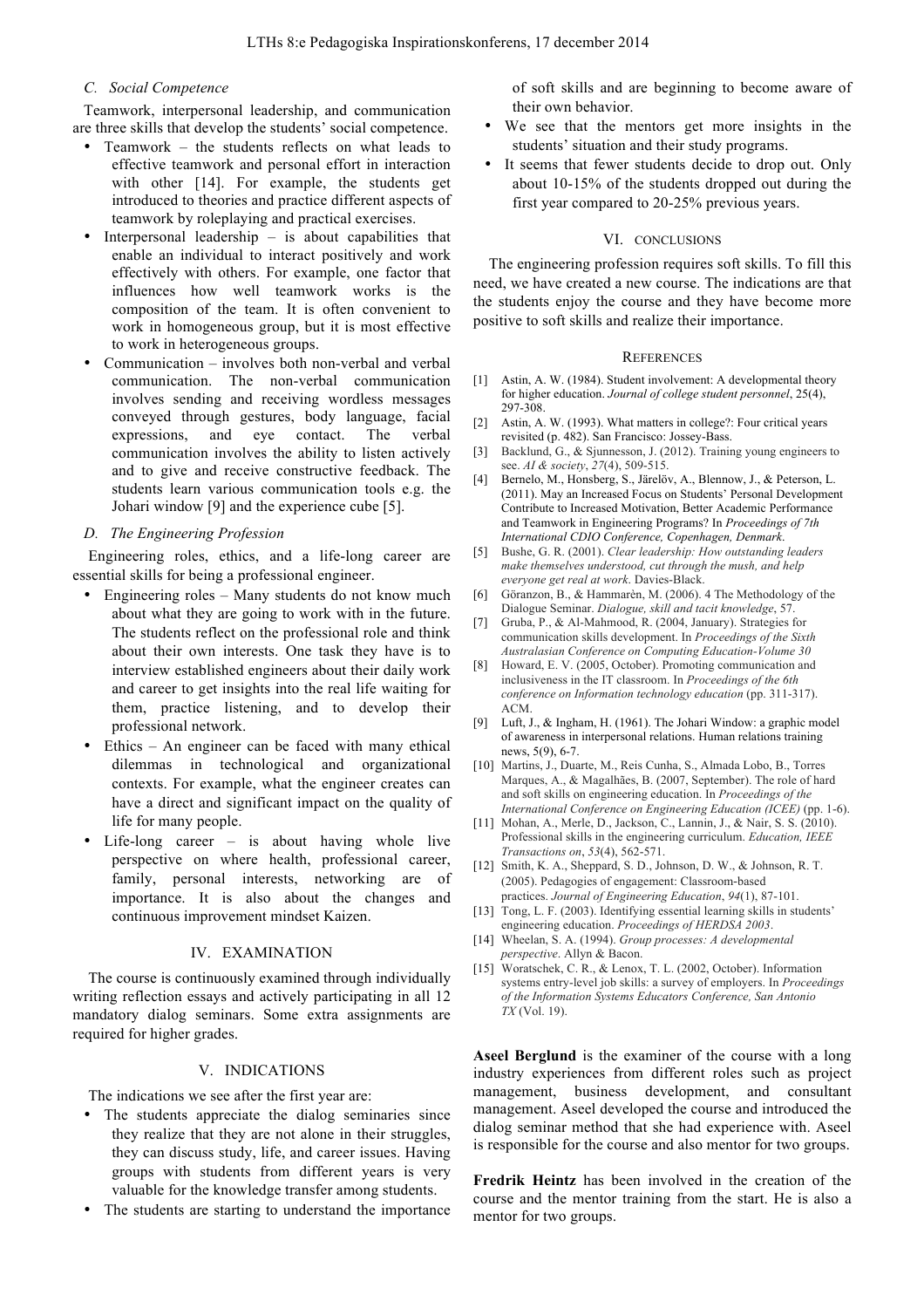### C. Social Competence

Teamwork, interpersonal leadership, and communication are three skills that develop the students' social competence.

- Teamwork – the students reflects on what leads to effective teamwork and personal effort in interaction with other [14]. For example, the students get introduced to theories and practice different aspects of teamwork by roleplaying and practical exercises.
- Interpersonal leadership – is about capabilities that enable an individual to interact positively and work effectively with others. For example, one factor that influences how well teamwork works is the composition of the team. It is often convenient to work in homogeneous group, but it is most effective to work in heterogeneous groups.
- Communication – involves both non-verbal and verbal communication. The non-verbal communication involves sending and receiving wordless messages conveyed through gestures, body language, facial expressions, and eye contact. The verbal communication involves the ability to listen actively and to give and receive constructive feedback. The students learn various communication tools e.g. the Johari window [9] and the experience cube [5].

### D. The Engineering Profession

Engineering roles, ethics, and a life-long career are essential skills for being a professional engineer.

- Engineering roles – Many students do not know much about what they are going to work with in the future. The students reflect on the professional role and think about their own interests. One task they have is to interview established engineers about their daily work and career to get insights into the real life waiting for them, practice listening, and to develop their professional network.
- Ethics – An engineer can be faced with many ethical dilemmas in technological and organizational contexts. For example, what the engineer creates can have a direct and significant impact on the quality of life for many people.
- Life-long career – is about having whole live perspective on where health, professional career, family, personal interests, networking are of importance. It is also about the changes and continuous improvement mindset Kaizen.

## IV. Examination

The course is continuously examined through individually writing reflection essays and actively participating in all 12 mandatory dialog seminars. Some extra assignments are required for higher grades.

## V. Indications

The indications we see after the first year are:

- The students appreciate the dialog seminaries since they realize that they are not alone in their struggles, they can discuss study, life, and career issues. Having groups with students from different years is very valuable for the knowledge transfer among students.
- The students are starting to understand the importance of soft skills and are beginning to become aware of their own behavior.
- We see that the mentors get more insights in the students' situation and their study programs.
- It seems that fewer students decide to drop out. Only about 10-15% of the students dropped out during the first year compared to 20-25% previous years.

## VI. Conclusions

The engineering profession requires soft skills. To fill this need, we have created a new course. The indications are that the students enjoy the course and they have become more positive to soft skills and realize their importance.

## References

[1] Astin, A. W. (1984). Student involvement: A developmental theory for higher education. *Journal of college student personnel*, 25(4), 297-308.

[2] Astin, A. W. (1993). What matters in college?: Four critical years revisited (p. 482). San Francisco: Jossey-Bass.

[3] Backlund, G., & Sjunnesson, J. (2012). Training young engineers to see. *AI & society*, *27*(4), 509-515.

[4] Bernelo, M., Honsberg, S., Järelöv, A., Blennow, J., & Peterson, L. (2011). May an Increased Focus on Students' Personal Development Contribute to Increased Motivation, Better Academic Performance and Teamwork in Engineering Programs? In *Proceedings of 7th International CDIO Conference, Copenhagen, Denmark*.

[5] Bushe, G. R. (2001). *Clear leadership: How outstanding leaders make themselves understood, cut through the mush, and help everyone get real at work*. Davies-Black.

[6] Göranzon, B., & Hammarèn, M. (2006). 4 The Methodology of the Dialogue Seminar. *Dialogue, skill and tacit knowledge*, 57.

[7] Gruba, P., & Al-Mahmood, R. (2004, January). Strategies for communication skills development. In *Proceedings of the Sixth Australasian Conference on Computing Education-Volume 30*

[8] Howard, E. V. (2005, October). Promoting communication and inclusiveness in the IT classroom. In *Proceedings of the 6th conference on Information technology education* (pp. 311-317). ACM.

[9] Luft, J., & Ingham, H. (1961). The Johari Window: a graphic model of awareness in interpersonal relations. Human relations training news, 5(9), 6-7.

[10] Martins, J., Duarte, M., Reis Cunha, S., Almada Lobo, B., Torres Marques, A., & Magalhães, B. (2007, September). The role of hard and soft skills on engineering education. In *Proceedings of the International Conference on Engineering Education (ICEE)* (pp. 1-6).

[11] Mohan, A., Merle, D., Jackson, C., Lannin, J., & Nair, S. S. (2010). Professional skills in the engineering curriculum. *Education, IEEE Transactions on*, *53*(4), 562-571.

[12] Smith, K. A., Sheppard, S. D., Johnson, D. W., & Johnson, R. T. (2005). Pedagogies of engagement: Classroom-based practices. *Journal of Engineering Education*, *94*(1), 87-101.

[13] Tong, L. F. (2003). Identifying essential learning skills in students' engineering education. *Proceedings of HERDSA 2003*.

[14] Wheelan, S. A. (1994). *Group processes: A developmental perspective*. Allyn & Bacon.

[15] Woratschek, C. R., & Lenox, T. L. (2002, October). Information systems entry-level job skills: a survey of employers. In *Proceedings of the Information Systems Educators Conference, San Antonio TX* (Vol. 19).

**Aseel Berglund** is the examiner of the course with a long industry experiences from different roles such as project management, business development, and consultant management. Aseel developed the course and introduced the dialog seminar method that she had experience with. Aseel is responsible for the course and also mentor for two groups.

**Fredrik Heintz** has been involved in the creation of the course and the mentor training from the start. He is also a mentor for two groups.